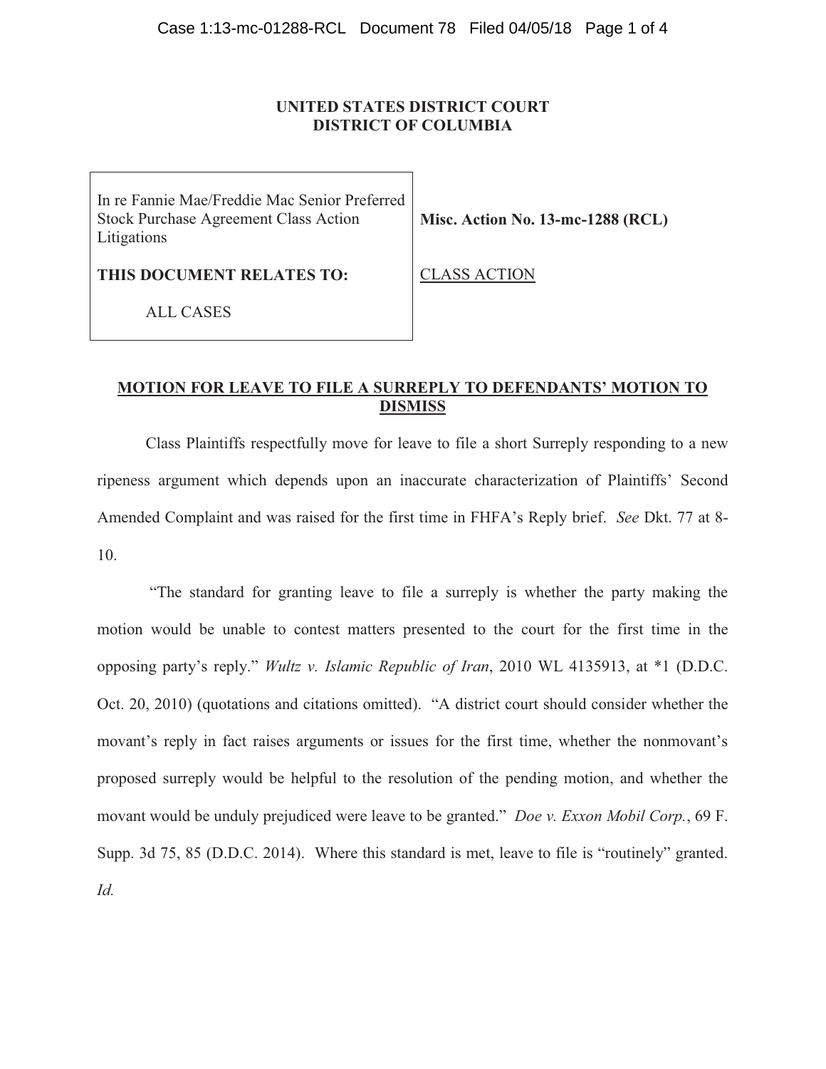**UNITED STATES DISTRICT COURT**
**DISTRICT OF COLUMBIA**

| | |
|---|---|
| In re Fannie Mae/Freddie Mac Senior Preferred Stock Purchase Agreement Class Action Litigations | **Misc. Action No. 13-mc-1288 (RCL)** |
| **THIS DOCUMENT RELATES TO:** | CLASS ACTION |
| ALL CASES | |

**MOTION FOR LEAVE TO FILE A SURREPLY TO DEFENDANTS' MOTION TO DISMISS**

Class Plaintiffs respectfully move for leave to file a short Surreply responding to a new ripeness argument which depends upon an inaccurate characterization of Plaintiffs' Second Amended Complaint and was raised for the first time in FHFA's Reply brief. *See* Dkt. 77 at 8-10.

"The standard for granting leave to file a surreply is whether the party making the motion would be unable to contest matters presented to the court for the first time in the opposing party's reply." *Wultz v. Islamic Republic of Iran*, 2010 WL 4135913, at *1 (D.D.C. Oct. 20, 2010) (quotations and citations omitted). "A district court should consider whether the movant's reply in fact raises arguments or issues for the first time, whether the nonmovant's proposed surreply would be helpful to the resolution of the pending motion, and whether the movant would be unduly prejudiced were leave to be granted." *Doe v. Exxon Mobil Corp.*, 69 F. Supp. 3d 75, 85 (D.D.C. 2014). Where this standard is met, leave to file is "routinely" granted. *Id.*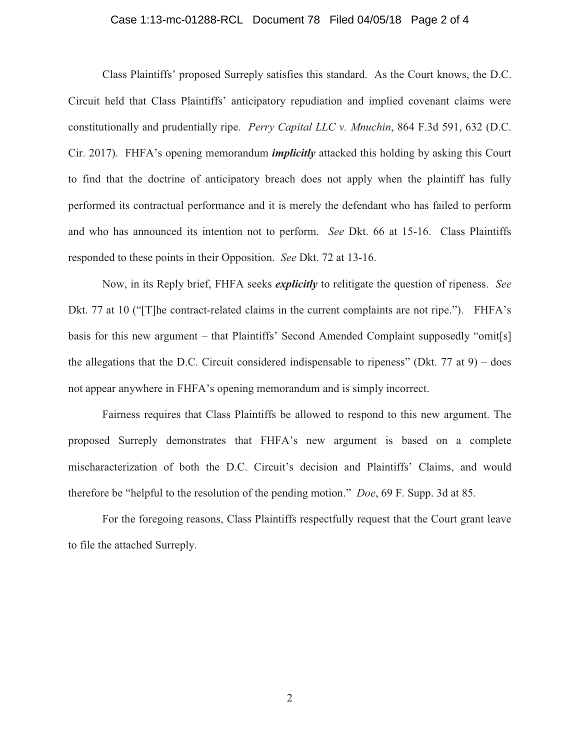Class Plaintiffs' proposed Surreply satisfies this standard. As the Court knows, the D.C. Circuit held that Class Plaintiffs' anticipatory repudiation and implied covenant claims were constitutionally and prudentially ripe. *Perry Capital LLC v. Mnuchin*, 864 F.3d 591, 632 (D.C. Cir. 2017). FHFA's opening memorandum ***implicitly*** attacked this holding by asking this Court to find that the doctrine of anticipatory breach does not apply when the plaintiff has fully performed its contractual performance and it is merely the defendant who has failed to perform and who has announced its intention not to perform. *See* Dkt. 66 at 15-16. Class Plaintiffs responded to these points in their Opposition. *See* Dkt. 72 at 13-16.

Now, in its Reply brief, FHFA seeks ***explicitly*** to relitigate the question of ripeness. *See* Dkt. 77 at 10 ("[T]he contract-related claims in the current complaints are not ripe."). FHFA's basis for this new argument – that Plaintiffs' Second Amended Complaint supposedly "omit[s] the allegations that the D.C. Circuit considered indispensable to ripeness" (Dkt. 77 at 9) – does not appear anywhere in FHFA's opening memorandum and is simply incorrect.

Fairness requires that Class Plaintiffs be allowed to respond to this new argument. The proposed Surreply demonstrates that FHFA's new argument is based on a complete mischaracterization of both the D.C. Circuit's decision and Plaintiffs' Claims, and would therefore be "helpful to the resolution of the pending motion." *Doe*, 69 F. Supp. 3d at 85.

For the foregoing reasons, Class Plaintiffs respectfully request that the Court grant leave to file the attached Surreply.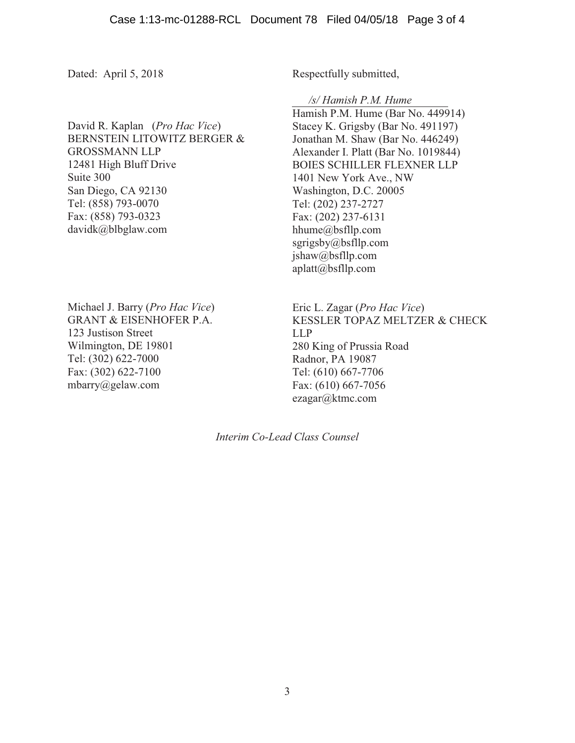Dated: April 5, 2018

Respectfully submitted,

/s/ *Hamish P.M. Hume*

Hamish P.M. Hume (Bar No. 449914)
Stacey K. Grigsby (Bar No. 491197)
Jonathan M. Shaw (Bar No. 446249)
Alexander I. Platt (Bar No. 1019844)
BOIES SCHILLER FLEXNER LLP
1401 New York Ave., NW
Washington, D.C. 20005
Tel: (202) 237-2727
Fax: (202) 237-6131
hhume@bsfllp.com
sgrigsby@bsfllp.com
jshaw@bsfllp.com
aplatt@bsfllp.com

David R. Kaplan (*Pro Hac Vice*)
BERNSTEIN LITOWITZ BERGER & GROSSMANN LLP
12481 High Bluff Drive
Suite 300
San Diego, CA 92130
Tel: (858) 793-0070
Fax: (858) 793-0323
davidk@blbglaw.com

Michael J. Barry (*Pro Hac Vice*)
GRANT & EISENHOFER P.A.
123 Justison Street
Wilmington, DE 19801
Tel: (302) 622-7000
Fax: (302) 622-7100
mbarry@gelaw.com

Eric L. Zagar (*Pro Hac Vice*)
KESSLER TOPAZ MELTZER & CHECK LLP
280 King of Prussia Road
Radnor, PA 19087
Tel: (610) 667-7706
Fax: (610) 667-7056
ezagar@ktmc.com

*Interim Co-Lead Class Counsel*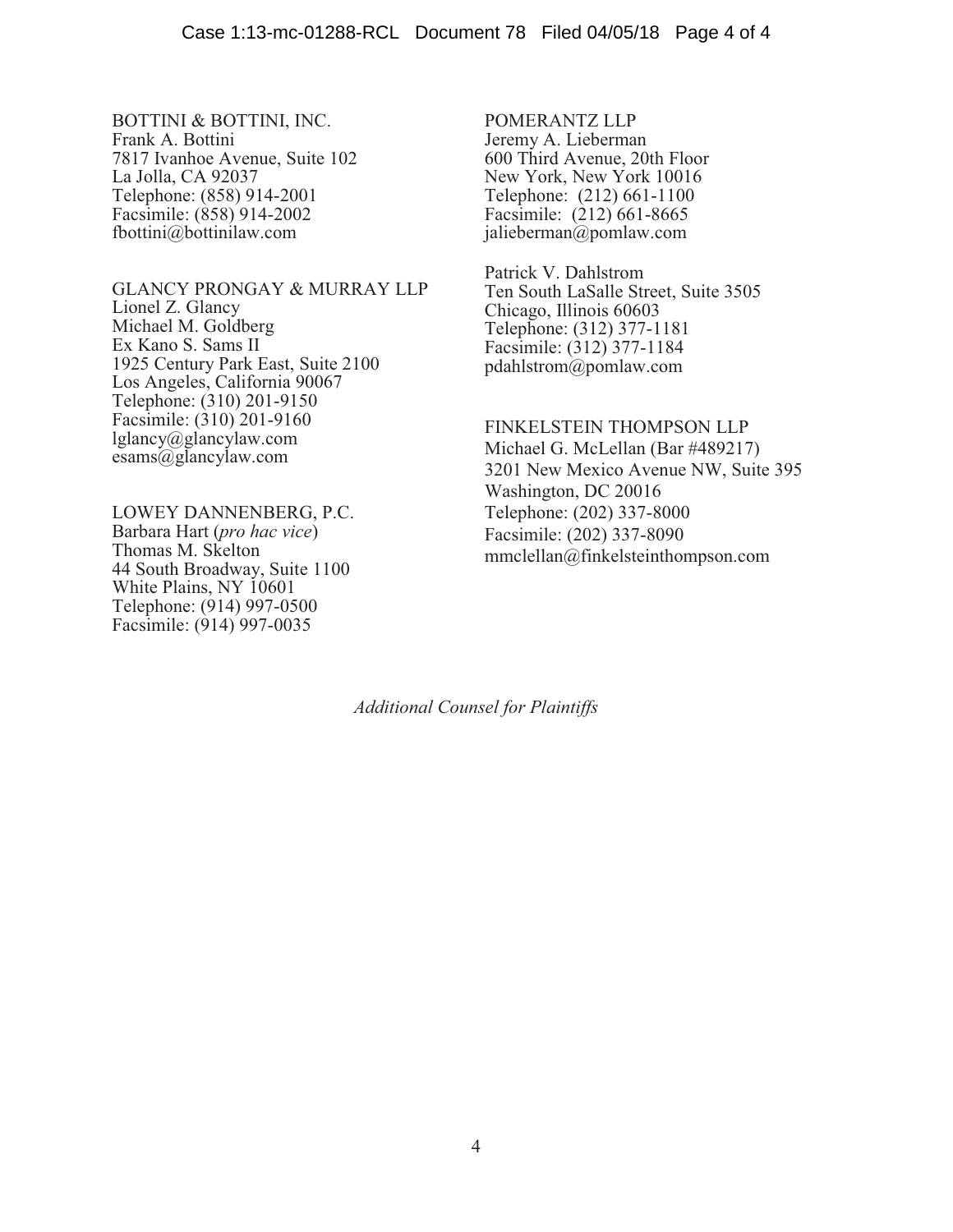BOTTINI & BOTTINI, INC.
Frank A. Bottini
7817 Ivanhoe Avenue, Suite 102
La Jolla, CA 92037
Telephone: (858) 914-2001
Facsimile: (858) 914-2002
fbottini@bottinilaw.com

GLANCY PRONGAY & MURRAY LLP
Lionel Z. Glancy
Michael M. Goldberg
Ex Kano S. Sams II
1925 Century Park East, Suite 2100
Los Angeles, California 90067
Telephone: (310) 201-9150
Facsimile: (310) 201-9160
lglancy@glancylaw.com
esams@glancylaw.com

LOWEY DANNENBERG, P.C.
Barbara Hart (*pro hac vice*)
Thomas M. Skelton
44 South Broadway, Suite 1100
White Plains, NY 10601
Telephone: (914) 997-0500
Facsimile: (914) 997-0035

POMERANTZ LLP
Jeremy A. Lieberman
600 Third Avenue, 20th Floor
New York, New York 10016
Telephone: (212) 661-1100
Facsimile: (212) 661-8665
jalieberman@pomlaw.com

Patrick V. Dahlstrom
Ten South LaSalle Street, Suite 3505
Chicago, Illinois 60603
Telephone: (312) 377-1181
Facsimile: (312) 377-1184
pdahlstrom@pomlaw.com

FINKELSTEIN THOMPSON LLP
Michael G. McLellan (Bar #489217)
3201 New Mexico Avenue NW, Suite 395
Washington, DC 20016
Telephone: (202) 337-8000
Facsimile: (202) 337-8090
mmclellan@finkelsteinthompson.com

*Additional Counsel for Plaintiffs*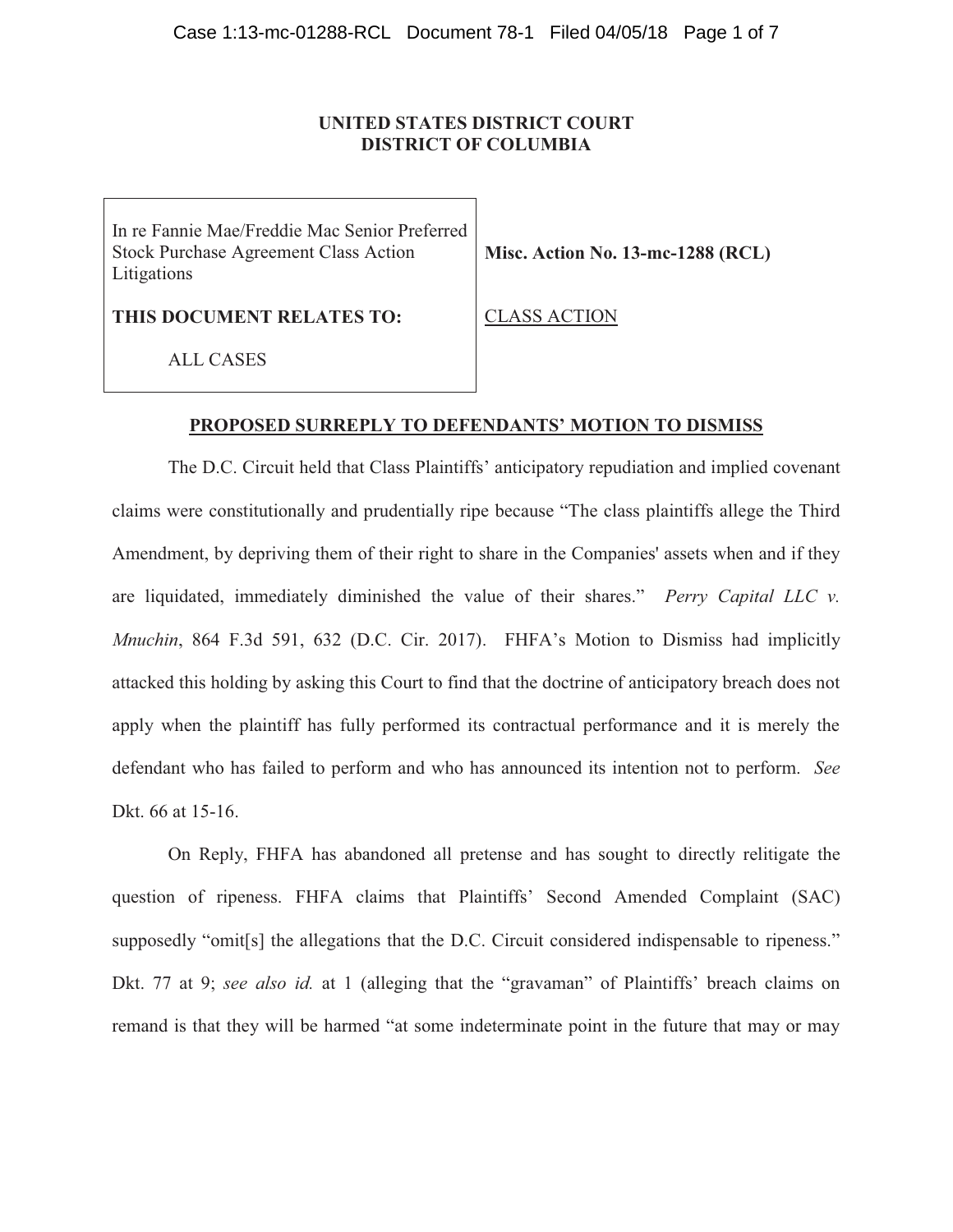**UNITED STATES DISTRICT COURT**
**DISTRICT OF COLUMBIA**

| | |
|---|---|
| In re Fannie Mae/Freddie Mac Senior Preferred Stock Purchase Agreement Class Action Litigations | **Misc. Action No. 13-mc-1288 (RCL)** |
| **THIS DOCUMENT RELATES TO:** ALL CASES | CLASS ACTION |

**PROPOSED SURREPLY TO DEFENDANTS' MOTION TO DISMISS**

The D.C. Circuit held that Class Plaintiffs' anticipatory repudiation and implied covenant claims were constitutionally and prudentially ripe because "The class plaintiffs allege the Third Amendment, by depriving them of their right to share in the Companies' assets when and if they are liquidated, immediately diminished the value of their shares." *Perry Capital LLC v. Mnuchin*, 864 F.3d 591, 632 (D.C. Cir. 2017). FHFA's Motion to Dismiss had implicitly attacked this holding by asking this Court to find that the doctrine of anticipatory breach does not apply when the plaintiff has fully performed its contractual performance and it is merely the defendant who has failed to perform and who has announced its intention not to perform. *See* Dkt. 66 at 15-16.

On Reply, FHFA has abandoned all pretense and has sought to directly relitigate the question of ripeness. FHFA claims that Plaintiffs' Second Amended Complaint (SAC) supposedly "omit[s] the allegations that the D.C. Circuit considered indispensable to ripeness." Dkt. 77 at 9; *see also id.* at 1 (alleging that the "gravaman" of Plaintiffs' breach claims on remand is that they will be harmed "at some indeterminate point in the future that may or may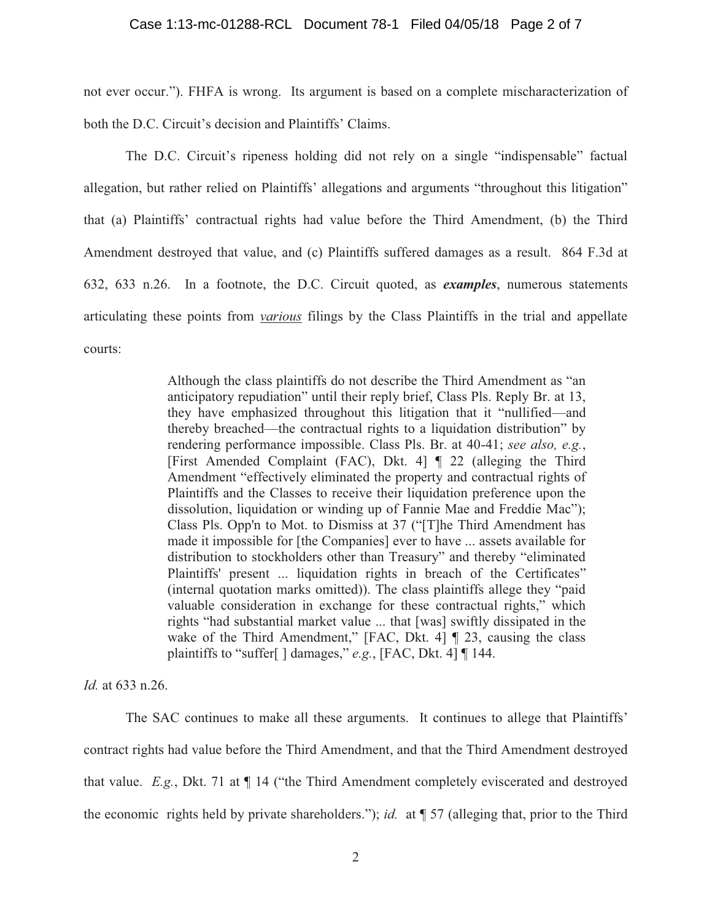not ever occur."). FHFA is wrong. Its argument is based on a complete mischaracterization of both the D.C. Circuit's decision and Plaintiffs' Claims.

The D.C. Circuit's ripeness holding did not rely on a single "indispensable" factual allegation, but rather relied on Plaintiffs' allegations and arguments "throughout this litigation" that (a) Plaintiffs' contractual rights had value before the Third Amendment, (b) the Third Amendment destroyed that value, and (c) Plaintiffs suffered damages as a result. 864 F.3d at 632, 633 n.26. In a footnote, the D.C. Circuit quoted, as ***examples***, numerous statements articulating these points from *various* filings by the Class Plaintiffs in the trial and appellate courts:

> Although the class plaintiffs do not describe the Third Amendment as "an anticipatory repudiation" until their reply brief, Class Pls. Reply Br. at 13, they have emphasized throughout this litigation that it "nullified—and thereby breached—the contractual rights to a liquidation distribution" by rendering performance impossible. Class Pls. Br. at 40-41; *see also, e.g.*, [First Amended Complaint (FAC), Dkt. 4] ¶ 22 (alleging the Third Amendment "effectively eliminated the property and contractual rights of Plaintiffs and the Classes to receive their liquidation preference upon the dissolution, liquidation or winding up of Fannie Mae and Freddie Mac"); Class Pls. Opp'n to Mot. to Dismiss at 37 ("[T]he Third Amendment has made it impossible for [the Companies] ever to have ... assets available for distribution to stockholders other than Treasury" and thereby "eliminated Plaintiffs' present ... liquidation rights in breach of the Certificates" (internal quotation marks omitted)). The class plaintiffs allege they "paid valuable consideration in exchange for these contractual rights," which rights "had substantial market value ... that [was] swiftly dissipated in the wake of the Third Amendment," [FAC, Dkt. 4] ¶ 23, causing the class plaintiffs to "suffer[ ] damages," *e.g.*, [FAC, Dkt. 4] ¶ 144.

*Id.* at 633 n.26.

The SAC continues to make all these arguments. It continues to allege that Plaintiffs' contract rights had value before the Third Amendment, and that the Third Amendment destroyed that value. *E.g.*, Dkt. 71 at ¶ 14 ("the Third Amendment completely eviscerated and destroyed the economic rights held by private shareholders."); *id.* at ¶ 57 (alleging that, prior to the Third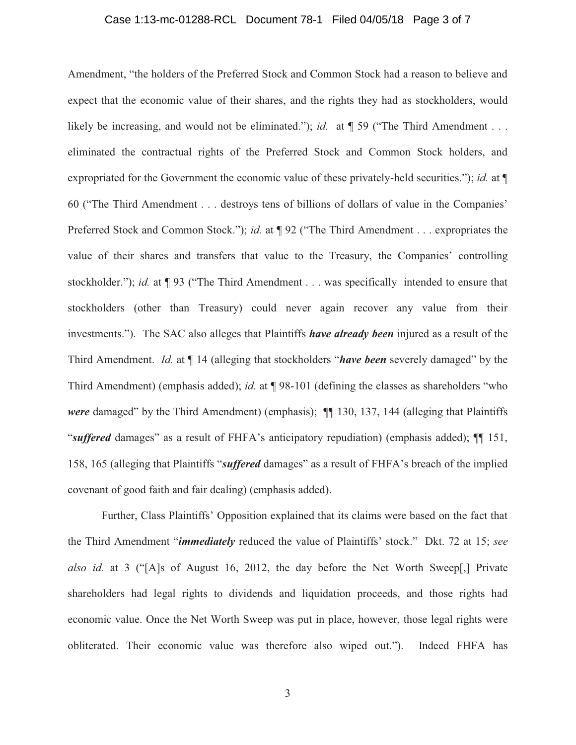Amendment, "the holders of the Preferred Stock and Common Stock had a reason to believe and expect that the economic value of their shares, and the rights they had as stockholders, would likely be increasing, and would not be eliminated."); *id.* at ¶ 59 ("The Third Amendment . . . eliminated the contractual rights of the Preferred Stock and Common Stock holders, and expropriated for the Government the economic value of these privately-held securities."); *id.* at ¶ 60 ("The Third Amendment . . . destroys tens of billions of dollars of value in the Companies' Preferred Stock and Common Stock."); *id.* at ¶ 92 ("The Third Amendment . . . expropriates the value of their shares and transfers that value to the Treasury, the Companies' controlling stockholder."); *id.* at ¶ 93 ("The Third Amendment . . . was specifically intended to ensure that stockholders (other than Treasury) could never again recover any value from their investments."). The SAC also alleges that Plaintiffs ***have already been*** injured as a result of the Third Amendment. *Id.* at ¶ 14 (alleging that stockholders "***have been*** severely damaged" by the Third Amendment) (emphasis added); *id.* at ¶ 98-101 (defining the classes as shareholders "who ***were*** damaged" by the Third Amendment) (emphasis); ¶¶ 130, 137, 144 (alleging that Plaintiffs "***suffered*** damages" as a result of FHFA's anticipatory repudiation) (emphasis added); ¶¶ 151, 158, 165 (alleging that Plaintiffs "***suffered*** damages" as a result of FHFA's breach of the implied covenant of good faith and fair dealing) (emphasis added).

Further, Class Plaintiffs' Opposition explained that its claims were based on the fact that the Third Amendment "***immediately*** reduced the value of Plaintiffs' stock." Dkt. 72 at 15; *see also id.* at 3 ("[A]s of August 16, 2012, the day before the Net Worth Sweep[,] Private shareholders had legal rights to dividends and liquidation proceeds, and those rights had economic value. Once the Net Worth Sweep was put in place, however, those legal rights were obliterated. Their economic value was therefore also wiped out."). Indeed FHFA has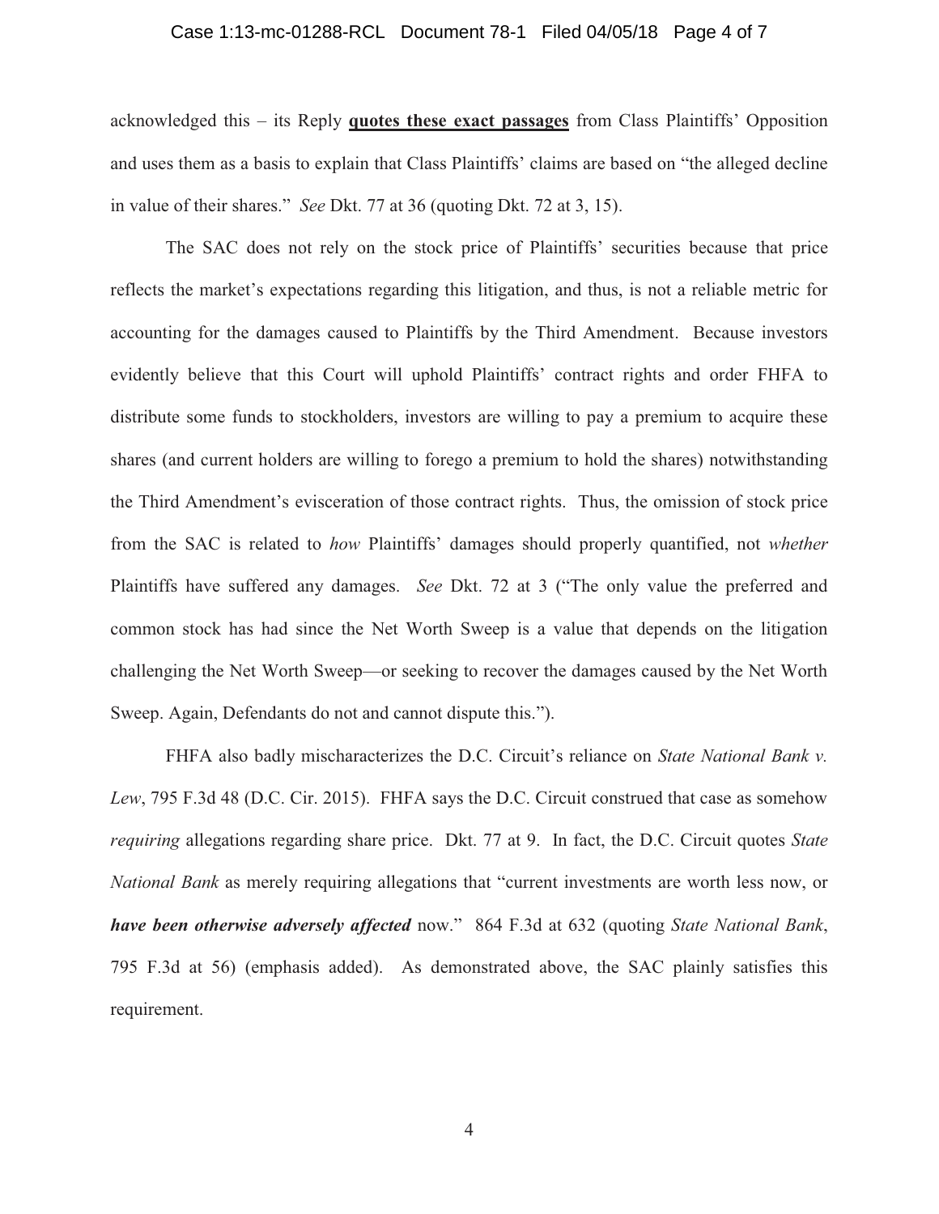acknowledged this – its Reply **quotes these exact passages** from Class Plaintiffs' Opposition and uses them as a basis to explain that Class Plaintiffs' claims are based on "the alleged decline in value of their shares." *See* Dkt. 77 at 36 (quoting Dkt. 72 at 3, 15).

The SAC does not rely on the stock price of Plaintiffs' securities because that price reflects the market's expectations regarding this litigation, and thus, is not a reliable metric for accounting for the damages caused to Plaintiffs by the Third Amendment. Because investors evidently believe that this Court will uphold Plaintiffs' contract rights and order FHFA to distribute some funds to stockholders, investors are willing to pay a premium to acquire these shares (and current holders are willing to forego a premium to hold the shares) notwithstanding the Third Amendment's evisceration of those contract rights. Thus, the omission of stock price from the SAC is related to *how* Plaintiffs' damages should properly quantified, not *whether* Plaintiffs have suffered any damages. *See* Dkt. 72 at 3 ("The only value the preferred and common stock has had since the Net Worth Sweep is a value that depends on the litigation challenging the Net Worth Sweep—or seeking to recover the damages caused by the Net Worth Sweep. Again, Defendants do not and cannot dispute this.").

FHFA also badly mischaracterizes the D.C. Circuit's reliance on *State National Bank v. Lew*, 795 F.3d 48 (D.C. Cir. 2015). FHFA says the D.C. Circuit construed that case as somehow *requiring* allegations regarding share price. Dkt. 77 at 9. In fact, the D.C. Circuit quotes *State National Bank* as merely requiring allegations that "current investments are worth less now, or ***have been otherwise adversely affected*** now." 864 F.3d at 632 (quoting *State National Bank*, 795 F.3d at 56) (emphasis added). As demonstrated above, the SAC plainly satisfies this requirement.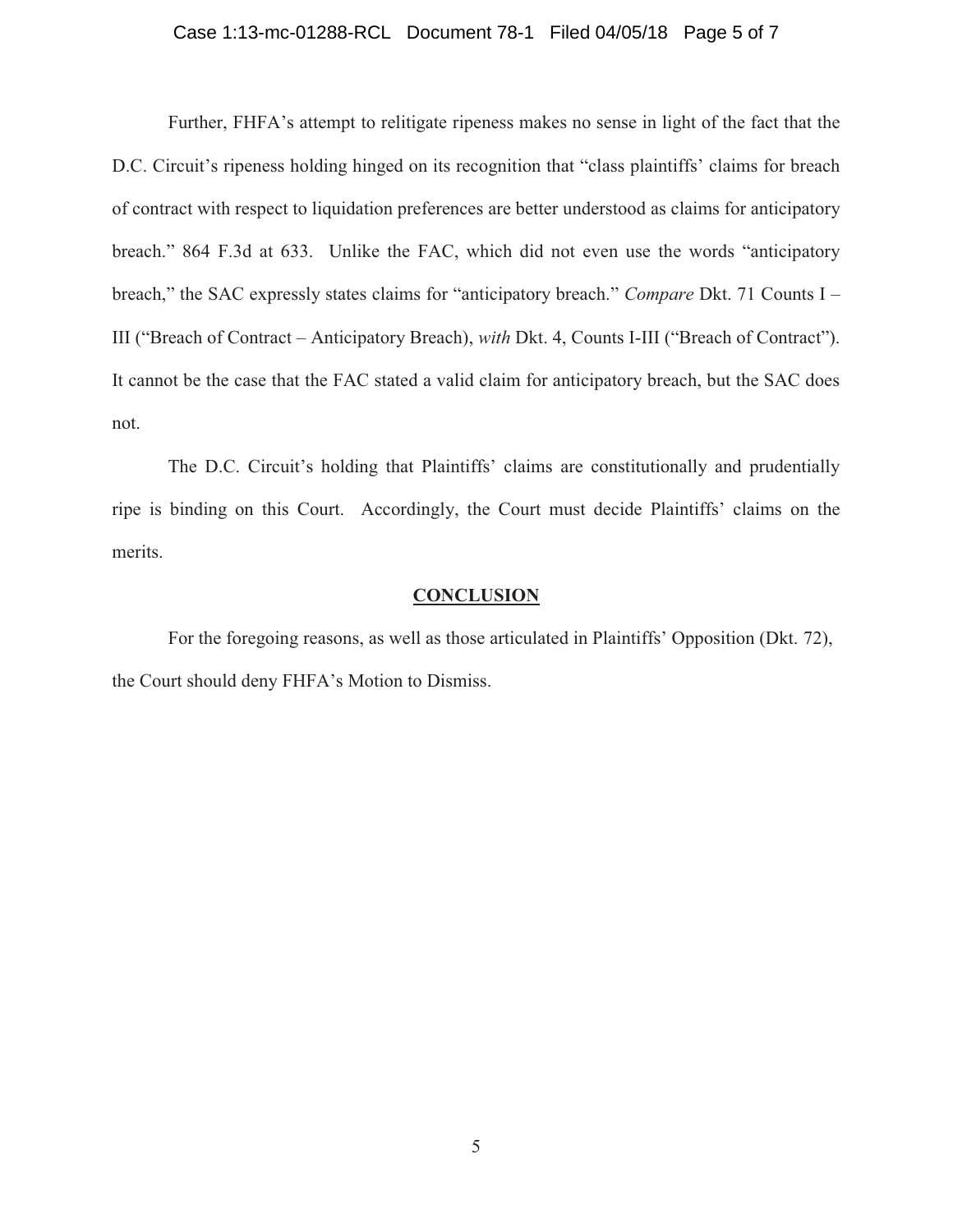Further, FHFA's attempt to relitigate ripeness makes no sense in light of the fact that the D.C. Circuit's ripeness holding hinged on its recognition that "class plaintiffs' claims for breach of contract with respect to liquidation preferences are better understood as claims for anticipatory breach." 864 F.3d at 633. Unlike the FAC, which did not even use the words "anticipatory breach," the SAC expressly states claims for "anticipatory breach." *Compare* Dkt. 71 Counts I – III ("Breach of Contract – Anticipatory Breach), *with* Dkt. 4, Counts I-III ("Breach of Contract"). It cannot be the case that the FAC stated a valid claim for anticipatory breach, but the SAC does not.

The D.C. Circuit's holding that Plaintiffs' claims are constitutionally and prudentially ripe is binding on this Court. Accordingly, the Court must decide Plaintiffs' claims on the merits.

## CONCLUSION

For the foregoing reasons, as well as those articulated in Plaintiffs' Opposition (Dkt. 72), the Court should deny FHFA's Motion to Dismiss.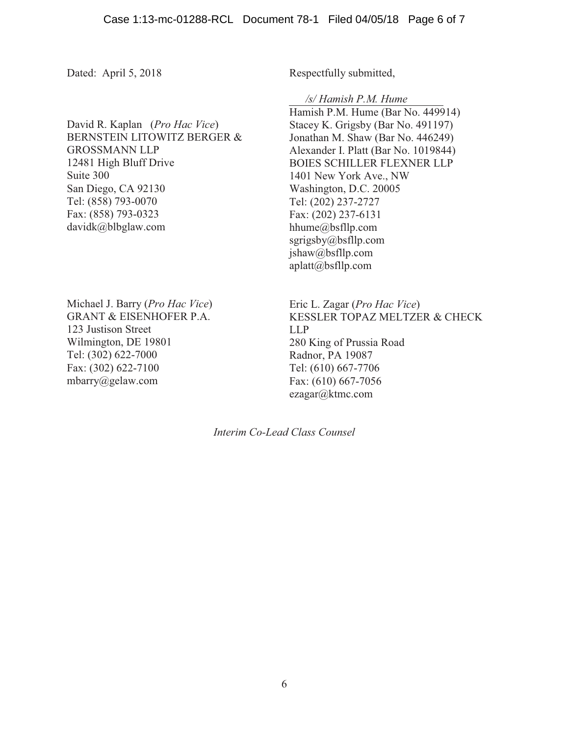Dated: April 5, 2018

Respectfully submitted,

*/s/ Hamish P.M. Hume*

Hamish P.M. Hume (Bar No. 449914)
Stacey K. Grigsby (Bar No. 491197)
Jonathan M. Shaw (Bar No. 446249)
Alexander I. Platt (Bar No. 1019844)
BOIES SCHILLER FLEXNER LLP
1401 New York Ave., NW
Washington, D.C. 20005
Tel: (202) 237-2727
Fax: (202) 237-6131
hhume@bsfllp.com
sgrigsby@bsfllp.com
jshaw@bsfllp.com
aplatt@bsfllp.com

David R. Kaplan (*Pro Hac Vice*)
BERNSTEIN LITOWITZ BERGER & GROSSMANN LLP
12481 High Bluff Drive
Suite 300
San Diego, CA 92130
Tel: (858) 793-0070
Fax: (858) 793-0323
davidk@blbglaw.com

Michael J. Barry (*Pro Hac Vice*)
GRANT & EISENHOFER P.A.
123 Justison Street
Wilmington, DE 19801
Tel: (302) 622-7000
Fax: (302) 622-7100
mbarry@gelaw.com

Eric L. Zagar (*Pro Hac Vice*)
KESSLER TOPAZ MELTZER & CHECK LLP
280 King of Prussia Road
Radnor, PA 19087
Tel: (610) 667-7706
Fax: (610) 667-7056
ezagar@ktmc.com

*Interim Co-Lead Class Counsel*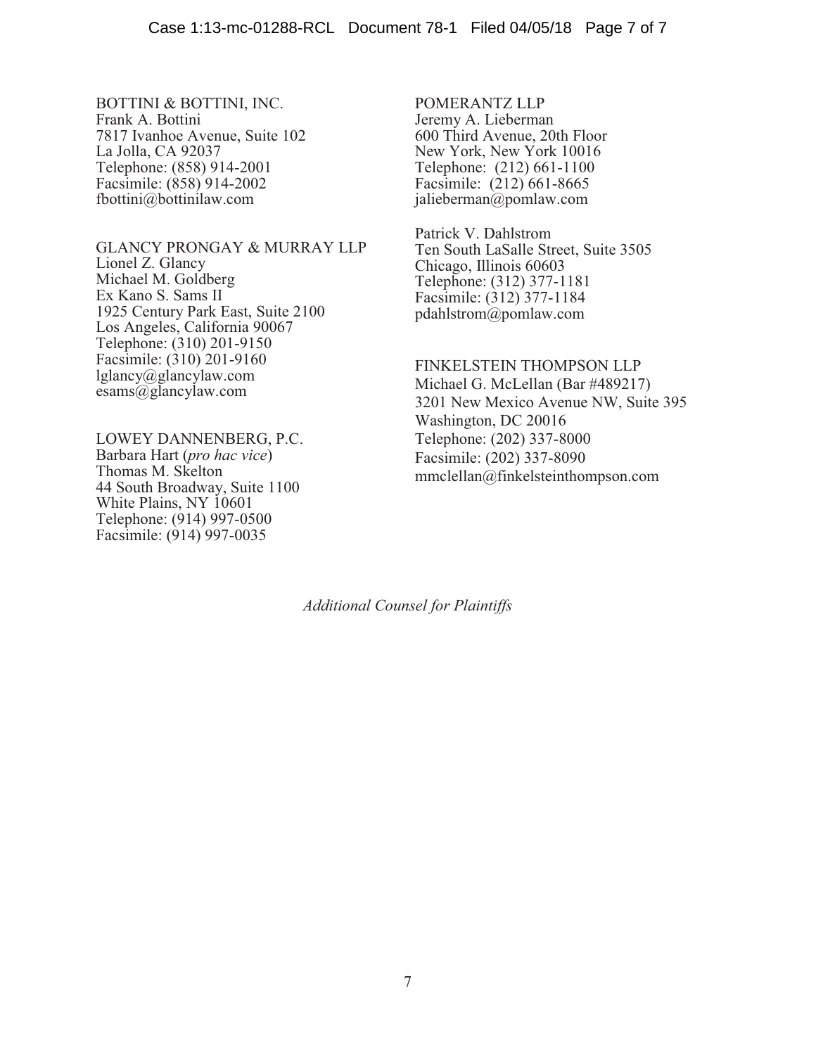BOTTINI & BOTTINI, INC.
Frank A. Bottini
7817 Ivanhoe Avenue, Suite 102
La Jolla, CA 92037
Telephone: (858) 914-2001
Facsimile: (858) 914-2002
fbottini@bottinilaw.com

GLANCY PRONGAY & MURRAY LLP
Lionel Z. Glancy
Michael M. Goldberg
Ex Kano S. Sams II
1925 Century Park East, Suite 2100
Los Angeles, California 90067
Telephone: (310) 201-9150
Facsimile: (310) 201-9160
lglancy@glancylaw.com
esams@glancylaw.com

LOWEY DANNENBERG, P.C.
Barbara Hart (*pro hac vice*)
Thomas M. Skelton
44 South Broadway, Suite 1100
White Plains, NY 10601
Telephone: (914) 997-0500
Facsimile: (914) 997-0035

POMERANTZ LLP
Jeremy A. Lieberman
600 Third Avenue, 20th Floor
New York, New York 10016
Telephone: (212) 661-1100
Facsimile: (212) 661-8665
jalieberman@pomlaw.com

Patrick V. Dahlstrom
Ten South LaSalle Street, Suite 3505
Chicago, Illinois 60603
Telephone: (312) 377-1181
Facsimile: (312) 377-1184
pdahlstrom@pomlaw.com

FINKELSTEIN THOMPSON LLP
Michael G. McLellan (Bar #489217)
3201 New Mexico Avenue NW, Suite 395
Washington, DC 20016
Telephone: (202) 337-8000
Facsimile: (202) 337-8090
mmclellan@finkelsteinthompson.com

*Additional Counsel for Plaintiffs*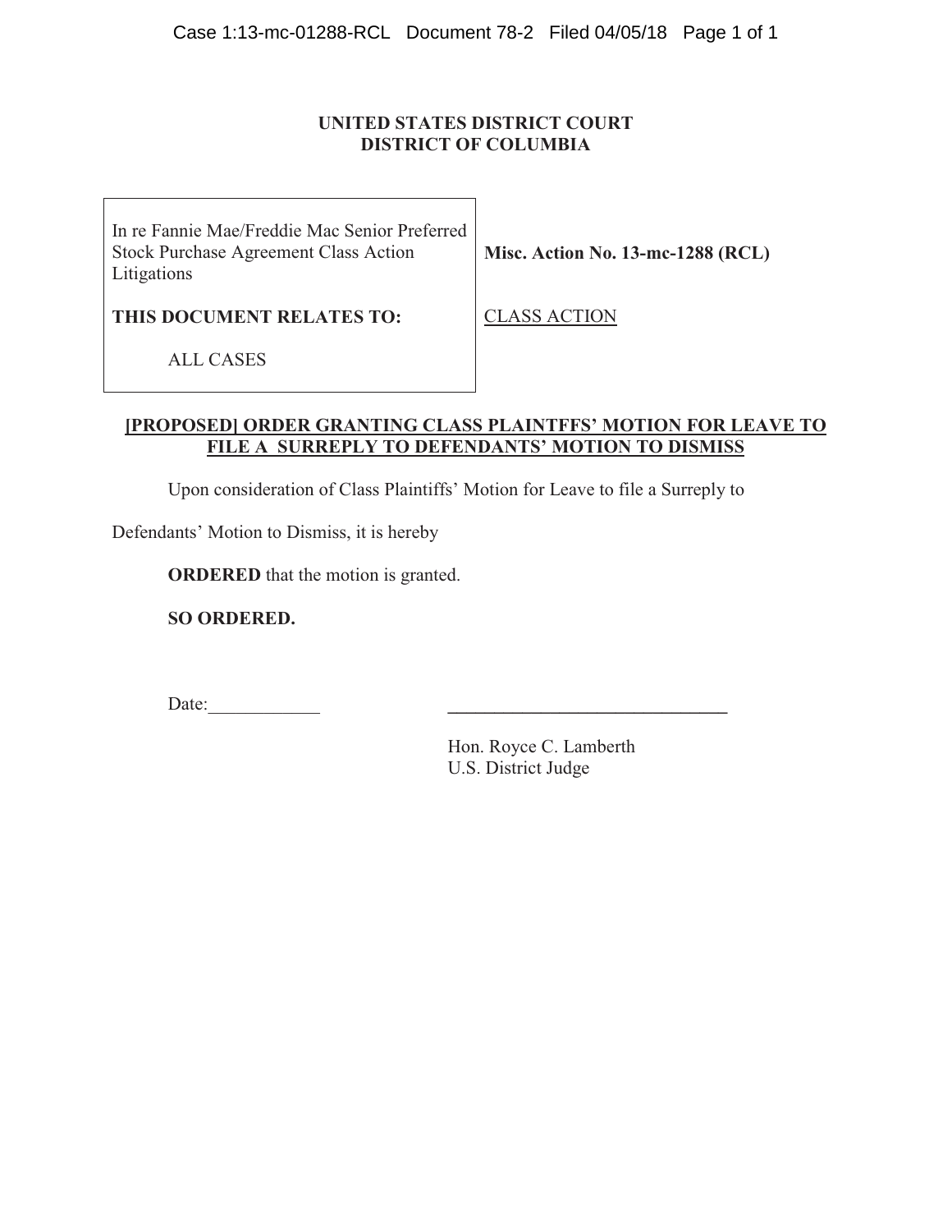**UNITED STATES DISTRICT COURT**
**DISTRICT OF COLUMBIA**

| | |
|---|---|
| In re Fannie Mae/Freddie Mac Senior Preferred Stock Purchase Agreement Class Action Litigations | **Misc. Action No. 13-mc-1288 (RCL)** |
| **THIS DOCUMENT RELATES TO:** ALL CASES | CLASS ACTION |

**[PROPOSED] ORDER GRANTING CLASS PLAINTFFS' MOTION FOR LEAVE TO FILE A SURREPLY TO DEFENDANTS' MOTION TO DISMISS**

Upon consideration of Class Plaintiffs' Motion for Leave to file a Surreply to Defendants' Motion to Dismiss, it is hereby

**ORDERED** that the motion is granted.

**SO ORDERED.**

Date:____________ ______________________________

Hon. Royce C. Lamberth
U.S. District Judge